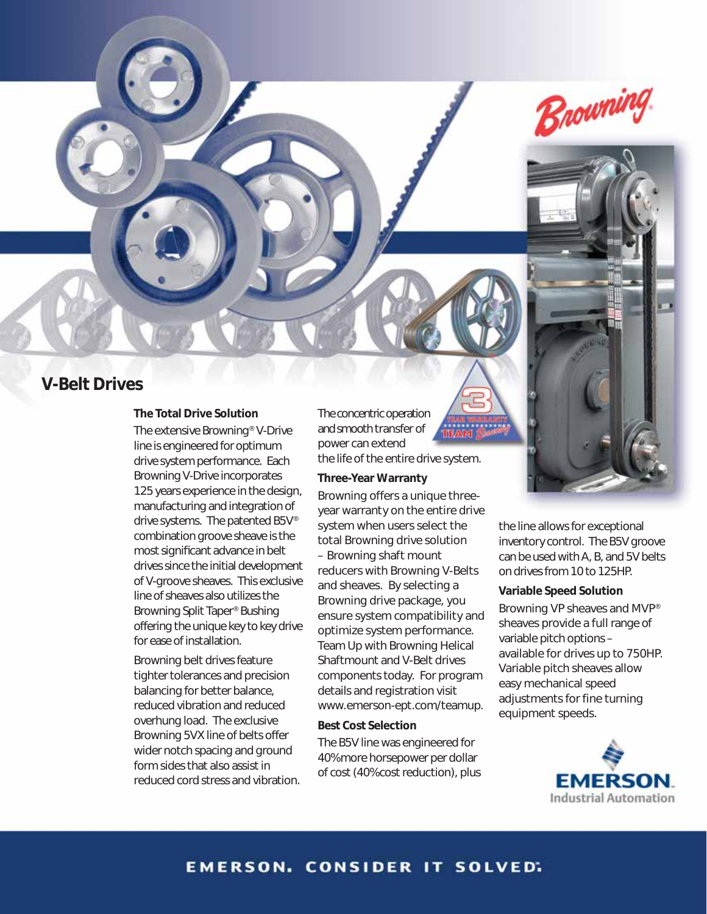# V-Belt Drives

### The Total Drive Solution

The extensive Browning® V-Drive line is engineered for optimum drive system performance. Each Browning V-Drive incorporates 125 years experience in the design, manufacturing and integration of drive systems. The patented B5V® combination groove sheave is the most significant advance in belt drives since the initial development of V-groove sheaves. This exclusive line of sheaves also utilizes the Browning Split Taper® Bushing offering the unique key to key drive for ease of installation.

Browning belt drives feature tighter tolerances and precision balancing for better balance, reduced vibration and reduced overhung load. The exclusive Browning 5VX line of belts offer wider notch spacing and ground form sides that also assist in reduced cord stress and vibration. The concentric operation and smooth transfer of power can extend the life of the entire drive system.

### Three-Year Warranty

Browning offers a unique three-year warranty on the entire drive system when users select the total Browning drive solution – Browning shaft mount reducers with Browning V-Belts and sheaves. By selecting a Browning drive package, you ensure system compatibility and optimize system performance. Team Up with Browning Helical Shaftmount and V-Belt drives components today. For program details and registration visit www.emerson-ept.com/teamup.

### Best Cost Selection

The B5V line was engineered for 40% more horsepower per dollar of cost (40% cost reduction), plus the line allows for exceptional inventory control. The B5V groove can be used with A, B, and 5V belts on drives from 10 to 125HP.

### Variable Speed Solution

Browning VP sheaves and MVP® sheaves provide a full range of variable pitch options – available for drives up to 750HP. Variable pitch sheaves allow easy mechanical speed adjustments for fine turning equipment speeds.

EMERSON. CONSIDER IT SOLVED.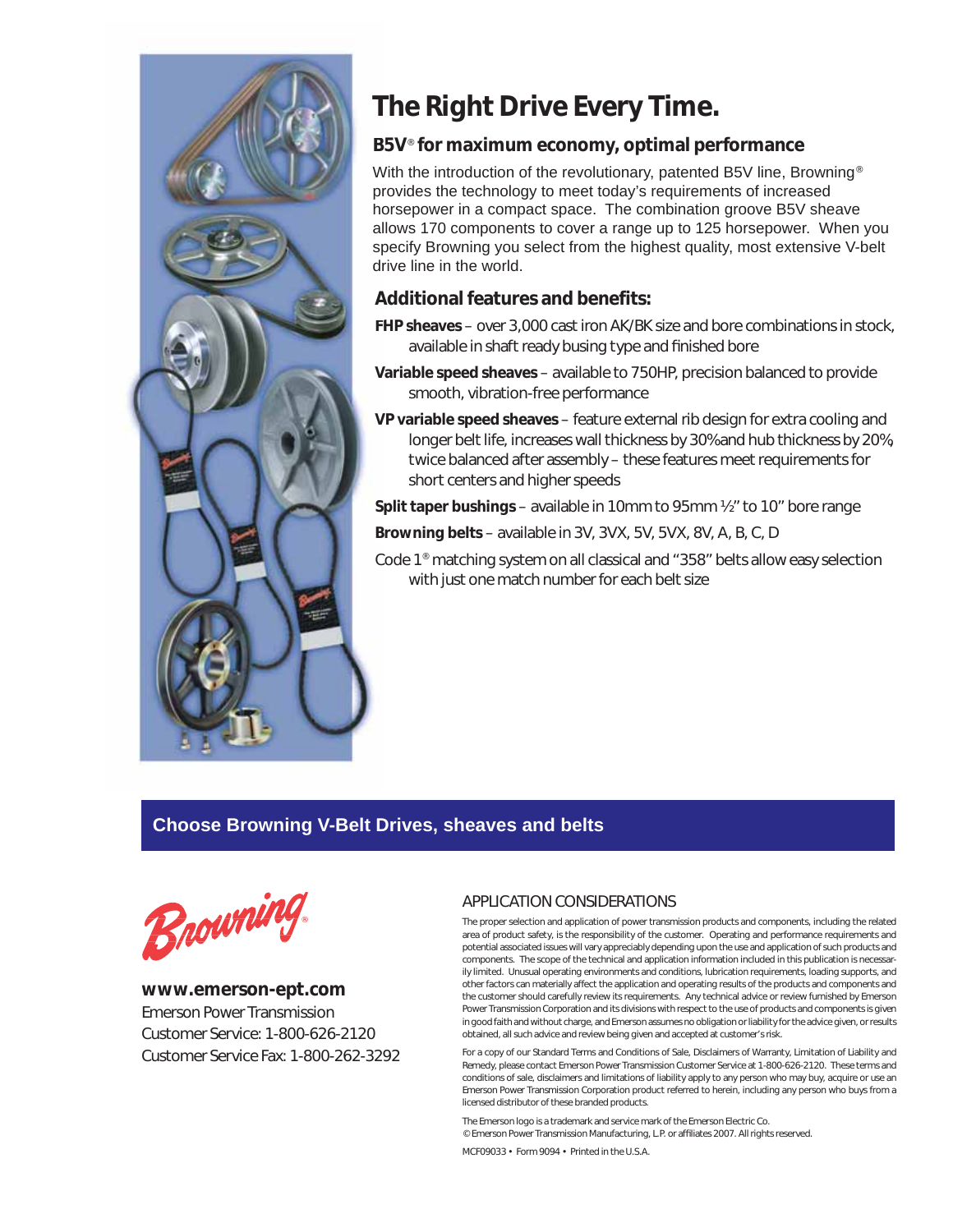# The Right Drive Every Time.

### B5V® for maximum economy, optimal performance

With the introduction of the revolutionary, patented B5V line, Browning® provides the technology to meet today's requirements of increased horsepower in a compact space. The combination groove B5V sheave allows 170 components to cover a range up to 125 horsepower. When you specify Browning you select from the highest quality, most extensive V-belt drive line in the world.

### Additional features and benefits:

**FHP sheaves** – over 3,000 cast iron AK/BK size and bore combinations in stock, available in shaft ready busing type and finished bore

**Variable speed sheaves** – available to 750HP, precision balanced to provide smooth, vibration-free performance

**VP variable speed sheaves** – feature external rib design for extra cooling and longer belt life, increases wall thickness by 30% and hub thickness by 20%, twice balanced after assembly – these features meet requirements for short centers and higher speeds

**Split taper bushings** – available in 10mm to 95mm ½" to 10" bore range

**Browning belts** – available in 3V, 3VX, 5V, 5VX, 8V, A, B, C, D

Code 1® matching system on all classical and "358" belts allow easy selection with just one match number for each belt size

## Choose Browning V-Belt Drives, sheaves and belts

Browning®

**www.emerson-ept.com**
Emerson Power Transmission
Customer Service: 1-800-626-2120
Customer Service Fax: 1-800-262-3292

### APPLICATION CONSIDERATIONS

The proper selection and application of power transmission products and components, including the related area of product safety, is the responsibility of the customer. Operating and performance requirements and potential associated issues will vary appreciably depending upon the use and application of such products and components. The scope of the technical and application information included in this publication is necessarily limited. Unusual operating environments and conditions, lubrication requirements, loading supports, and other factors can materially affect the application and operating results of the products and components and the customer should carefully review its requirements. Any technical advice or review furnished by Emerson Power Transmission Corporation and its divisions with respect to the use of products and components is given in good faith and without charge, and Emerson assumes no obligation or liability for the advice given, or results obtained, all such advice and review being given and accepted at customer's risk.

For a copy of our Standard Terms and Conditions of Sale, Disclaimers of Warranty, Limitation of Liability and Remedy, please contact Emerson Power Transmission Customer Service at 1-800-626-2120. These terms and conditions of sale, disclaimers and limitations of liability apply to any person who may buy, acquire or use an Emerson Power Transmission Corporation product referred to herein, including any person who buys from a licensed distributor of these branded products.

The Emerson logo is a trademark and service mark of the Emerson Electric Co.
© Emerson Power Transmission Manufacturing, L.P. or affiliates 2007. All rights reserved.

MCF09033 • Form 9094 • Printed in the U.S.A.